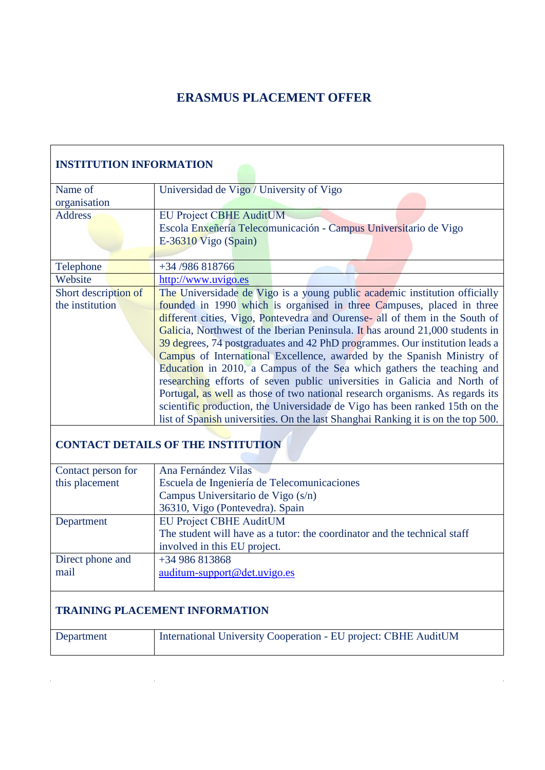# ERASMUS PLACEMENT OFFER

| INSTITUTION INFORMATION | |
|---|---|
| Name of organisation | Universidad de Vigo / University of Vigo |
| Address | EU Project CBHE AuditUM<br>Escola Enxeñería Telecomunicación - Campus Universitario de Vigo<br>E-36310 Vigo (Spain) |
| Telephone | +34 /986 818766 |
| Website | http://www.uvigo.es |
| Short description of the institution | The Universidade de Vigo is a young public academic institution officially founded in 1990 which is organised in three Campuses, placed in three different cities, Vigo, Pontevedra and Ourense- all of them in the South of Galicia, Northwest of the Iberian Peninsula. It has around 21,000 students in 39 degrees, 74 postgraduates and 42 PhD programmes. Our institution leads a Campus of International Excellence, awarded by the Spanish Ministry of Education in 2010, a Campus of the Sea which gathers the teaching and researching efforts of seven public universities in Galicia and North of Portugal, as well as those of two national research organisms. As regards its scientific production, the Universidade de Vigo has been ranked 15th on the list of Spanish universities. On the last Shanghai Ranking it is on the top 500. |

| CONTACT DETAILS OF THE INSTITUTION | |
|---|---|
| Contact person for this placement | Ana Fernández Vilas<br>Escuela de Ingeniería de Telecomunicaciones<br>Campus Universitario de Vigo (s/n)<br>36310, Vigo (Pontevedra). Spain |
| Department | EU Project CBHE AuditUM<br>The student will have as a tutor: the coordinator and the technical staff involved in this EU project. |
| Direct phone and mail | +34 986 813868<br>auditum-support@det.uvigo.es |

| TRAINING PLACEMENT INFORMATION | |
|---|---|
| Department | International University Cooperation - EU project: CBHE AuditUM |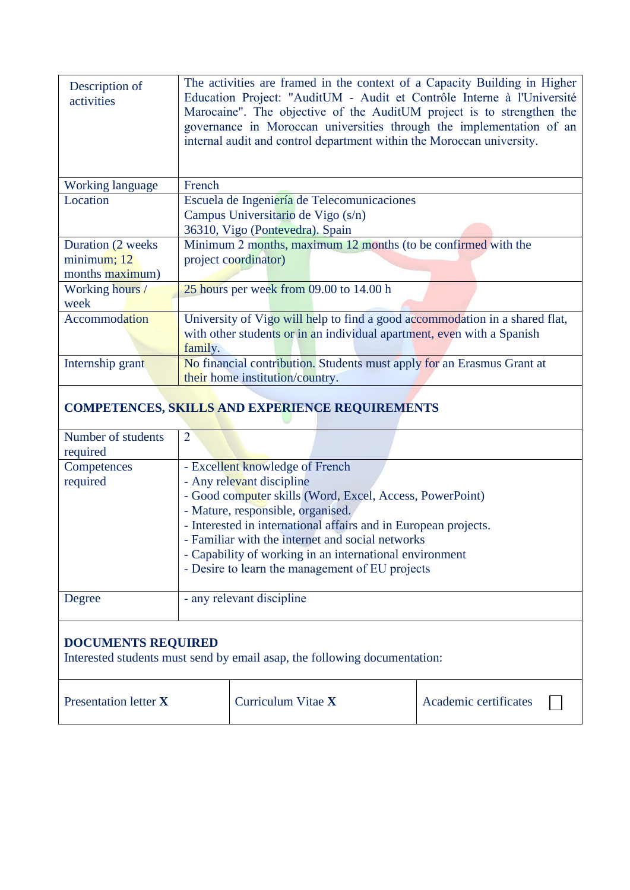| | |
|---|---|
| Description of activities | The activities are framed in the context of a Capacity Building in Higher Education Project: "AuditUM - Audit et Contrôle Interne à l'Université Marocaine". The objective of the AuditUM project is to strengthen the governance in Moroccan universities through the implementation of an internal audit and control department within the Moroccan university. |
| Working language | French |
| Location | Escuela de Ingeniería de Telecomunicaciones<br>Campus Universitario de Vigo (s/n)<br>36310, Vigo (Pontevedra). Spain |
| Duration (2 weeks minimum; 12 months maximum) | Minimum 2 months, maximum 12 months (to be confirmed with the project coordinator) |
| Working hours / week | 25 hours per week from 09.00 to 14.00 h |
| Accommodation | University of Vigo will help to find a good accommodation in a shared flat, with other students or in an individual apartment, even with a Spanish family. |
| Internship grant | No financial contribution. Students must apply for an Erasmus Grant at their home institution/country. |

## COMPETENCES, SKILLS AND EXPERIENCE REQUIREMENTS

| | |
|---|---|
| Number of students required | 2 |
| Competences required | - Excellent knowledge of French<br>- Any relevant discipline<br>- Good computer skills (Word, Excel, Access, PowerPoint)<br>- Mature, responsible, organised.<br>- Interested in international affairs and in European projects.<br>- Familiar with the internet and social networks<br>- Capability of working in an international environment<br>- Desire to learn the management of EU projects |
| Degree | - any relevant discipline |

## DOCUMENTS REQUIRED

Interested students must send by email asap, the following documentation:

| | | |
|---|---|---|
| Presentation letter **X** | Curriculum Vitae **X** | Academic certificates ☐ |